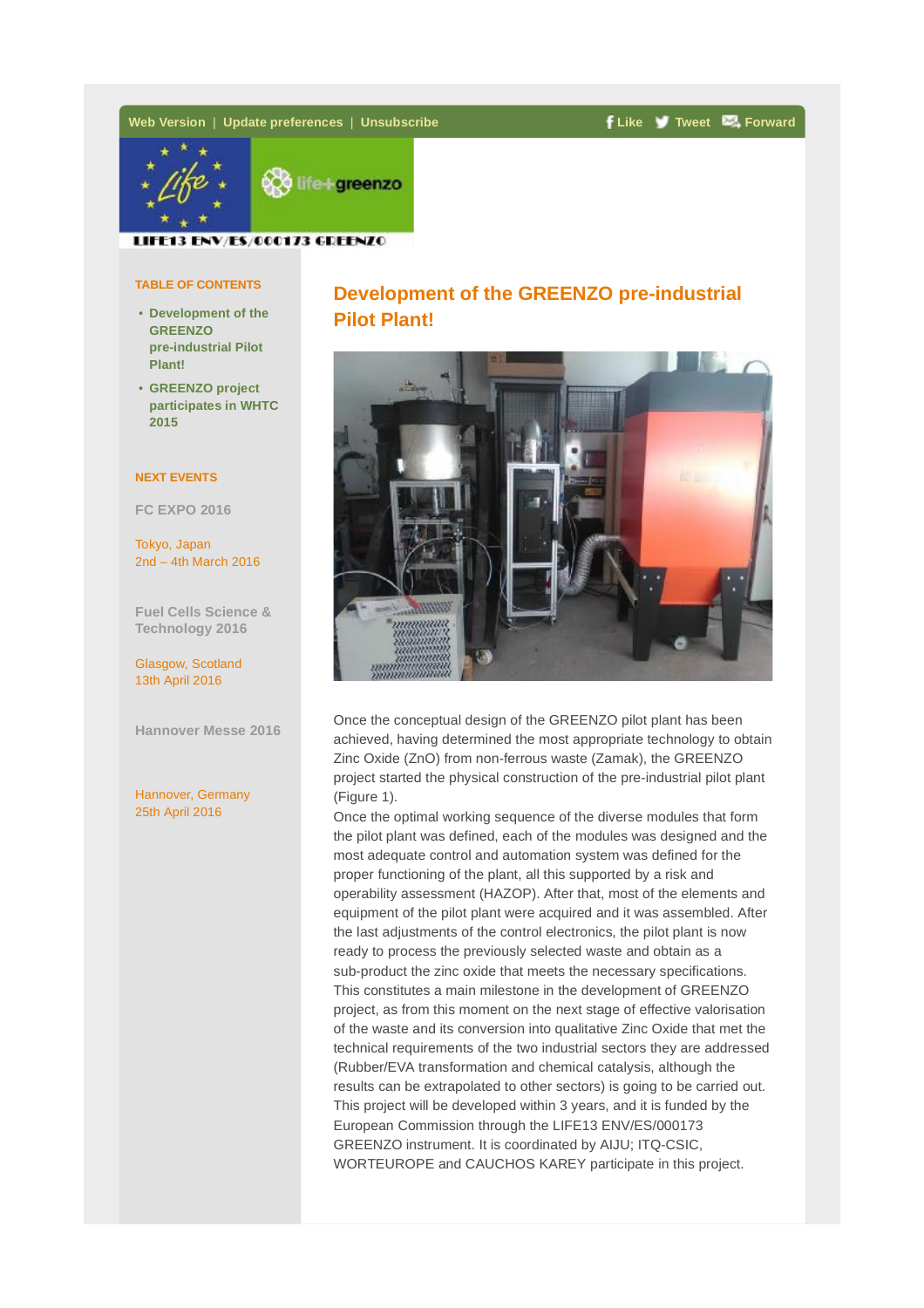Web Version | Update preferences | Unsubscribe

Like Tweet Forward

LIFE13 ENV/ES/000173 GREENZO

**TABLE OF CONTENTS**

- Development of the GREENZO pre-industrial Pilot Plant!
- GREENZO project participates in WHTC 2015

**NEXT EVENTS**

**FC EXPO 2016**

Tokyo, Japan
2nd – 4th March 2016

**Fuel Cells Science & Technology 2016**

Glasgow, Scotland
13th April 2016

**Hannover Messe 2016**

Hannover, Germany
25th April 2016

## Development of the GREENZO pre-industrial Pilot Plant!

Once the conceptual design of the GREENZO pilot plant has been achieved, having determined the most appropriate technology to obtain Zinc Oxide (ZnO) from non-ferrous waste (Zamak), the GREENZO project started the physical construction of the pre-industrial pilot plant (Figure 1).
Once the optimal working sequence of the diverse modules that form the pilot plant was defined, each of the modules was designed and the most adequate control and automation system was defined for the proper functioning of the plant, all this supported by a risk and operability assessment (HAZOP). After that, most of the elements and equipment of the pilot plant were acquired and it was assembled. After the last adjustments of the control electronics, the pilot plant is now ready to process the previously selected waste and obtain as a sub-product the zinc oxide that meets the necessary specifications. This constitutes a main milestone in the development of GREENZO project, as from this moment on the next stage of effective valorisation of the waste and its conversion into qualitative Zinc Oxide that met the technical requirements of the two industrial sectors they are addressed (Rubber/EVA transformation and chemical catalysis, although the results can be extrapolated to other sectors) is going to be carried out.
This project will be developed within 3 years, and it is funded by the European Commission through the LIFE13 ENV/ES/000173 GREENZO instrument. It is coordinated by AIJU; ITQ-CSIC, WORTEUROPE and CAUCHOS KAREY participate in this project.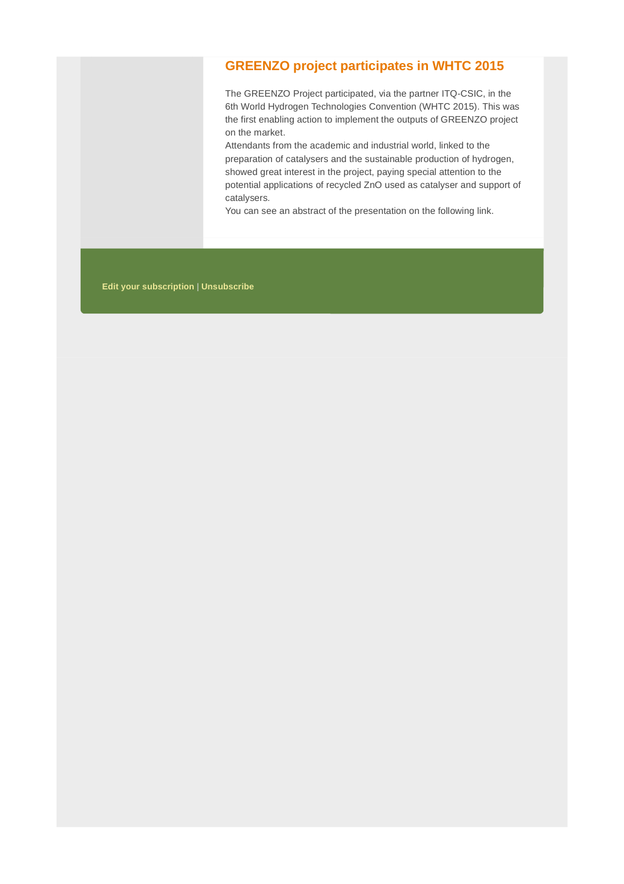## GREENZO project participates in WHTC 2015

The GREENZO Project participated, via the partner ITQ-CSIC, in the 6th World Hydrogen Technologies Convention (WHTC 2015). This was the first enabling action to implement the outputs of GREENZO project on the market.

Attendants from the academic and industrial world, linked to the preparation of catalysers and the sustainable production of hydrogen, showed great interest in the project, paying special attention to the potential applications of recycled ZnO used as catalyser and support of catalysers.

You can see an abstract of the presentation on the following link.

**Edit your subscription** | **Unsubscribe**